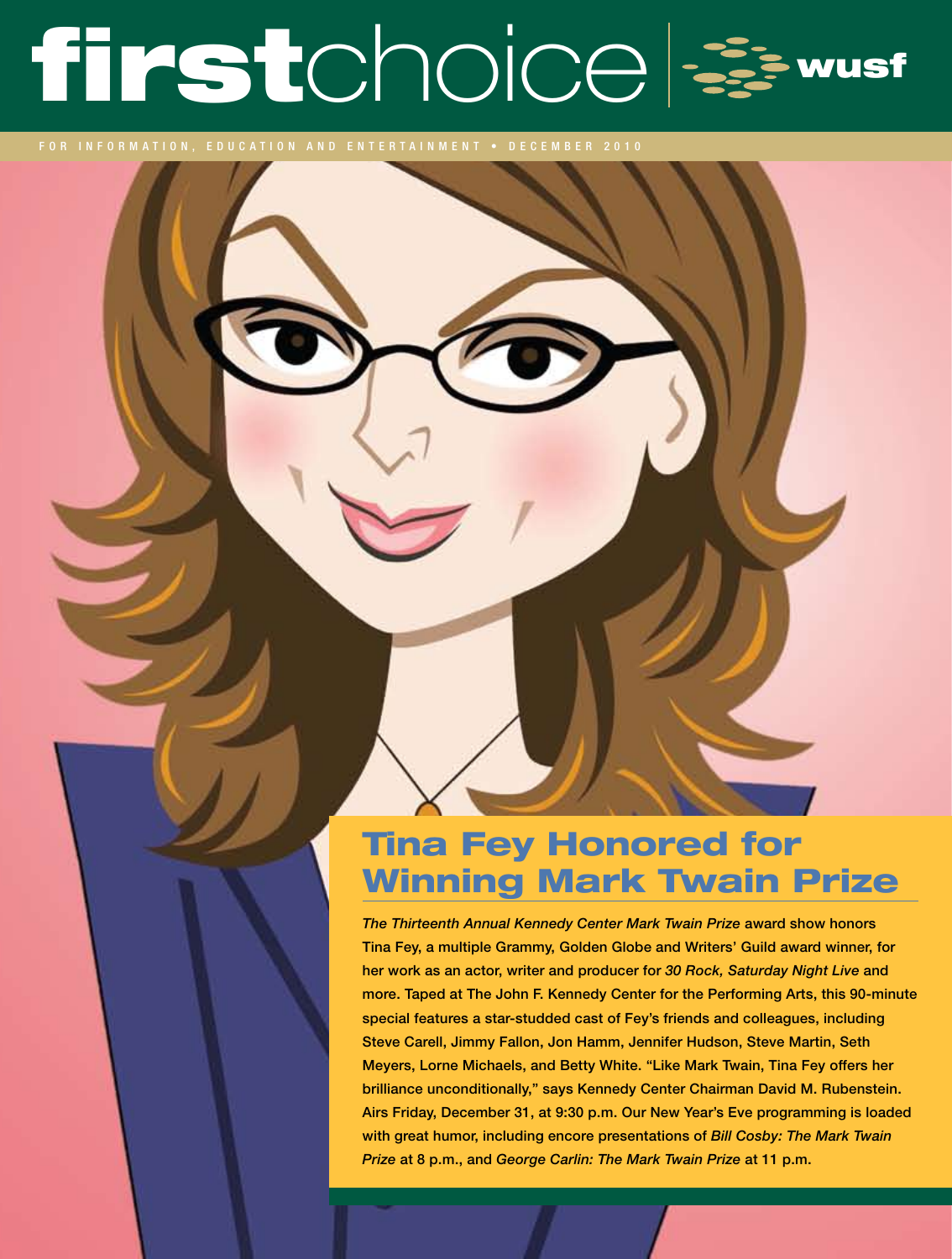# firstchoice | wusf

FOR INFORMATION, EDUCATION AND ENTERTAINMENT • DECEMBER 2010

## Tina Fey Honored for Winning Mark Twain Prize

***The Thirteenth Annual Kennedy Center Mark Twain Prize*** **award show honors Tina Fey, a multiple Grammy, Golden Globe and Writers' Guild award winner, for her work as an actor, writer and producer for** ***30 Rock, Saturday Night Live*** **and more. Taped at The John F. Kennedy Center for the Performing Arts, this 90-minute special features a star-studded cast of Fey's friends and colleagues, including Steve Carell, Jimmy Fallon, Jon Hamm, Jennifer Hudson, Steve Martin, Seth Meyers, Lorne Michaels, and Betty White. "Like Mark Twain, Tina Fey offers her brilliance unconditionally," says Kennedy Center Chairman David M. Rubenstein. Airs Friday, December 31, at 9:30 p.m. Our New Year's Eve programming is loaded with great humor, including encore presentations of** ***Bill Cosby: The Mark Twain Prize*** **at 8 p.m., and** ***George Carlin: The Mark Twain Prize*** **at 11 p.m.**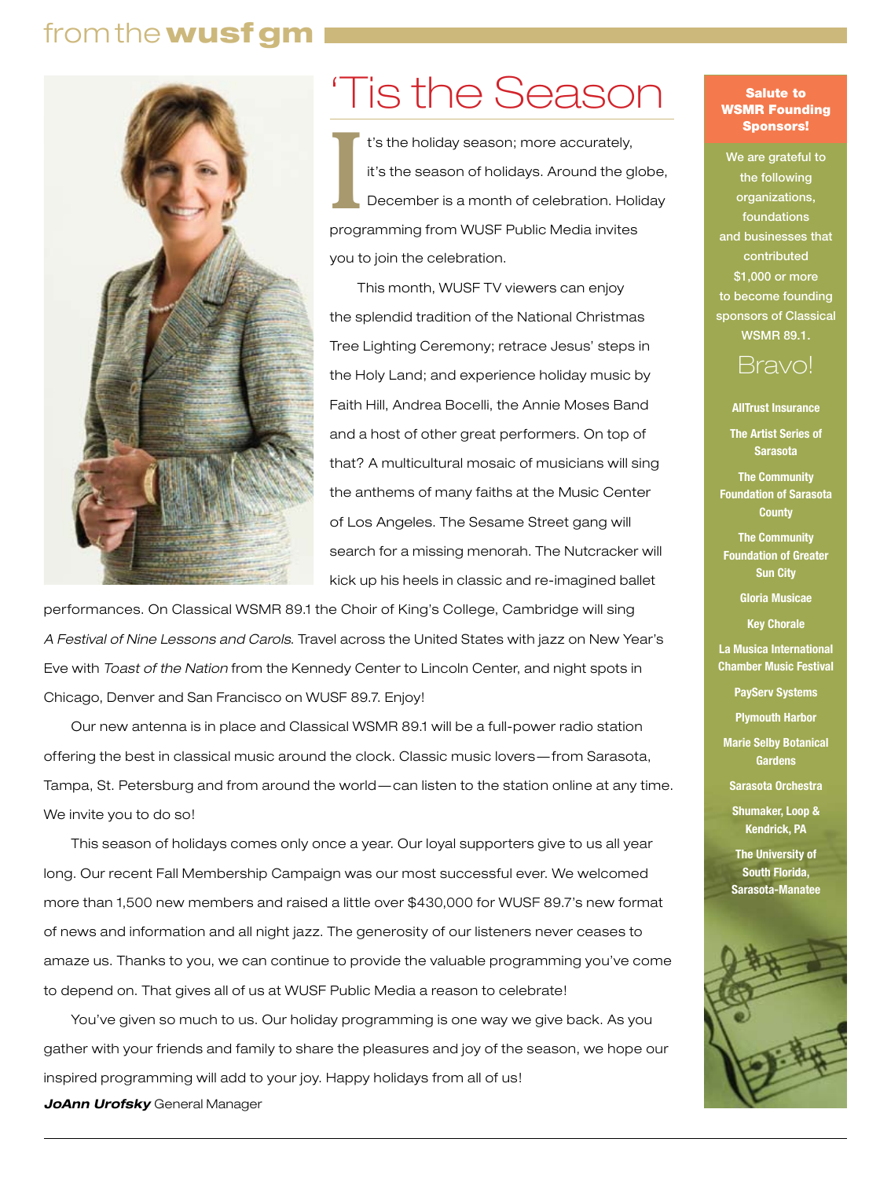from the **wusf gm**

# 'Tis the Season

It's the holiday season; more accurately, it's the season of holidays. Around the globe, December is a month of celebration. Holiday programming from WUSF Public Media invites you to join the celebration.

This month, WUSF TV viewers can enjoy the splendid tradition of the National Christmas Tree Lighting Ceremony; retrace Jesus' steps in the Holy Land; and experience holiday music by Faith Hill, Andrea Bocelli, the Annie Moses Band and a host of other great performers. On top of that? A multicultural mosaic of musicians will sing the anthems of many faiths at the Music Center of Los Angeles. The Sesame Street gang will search for a missing menorah. The Nutcracker will kick up his heels in classic and re-imagined ballet performances. On Classical WSMR 89.1 the Choir of King's College, Cambridge will sing *A Festival of Nine Lessons and Carols*. Travel across the United States with jazz on New Year's Eve with *Toast of the Nation* from the Kennedy Center to Lincoln Center, and night spots in Chicago, Denver and San Francisco on WUSF 89.7. Enjoy!

Our new antenna is in place and Classical WSMR 89.1 will be a full-power radio station offering the best in classical music around the clock. Classic music lovers—from Sarasota, Tampa, St. Petersburg and from around the world—can listen to the station online at any time. We invite you to do so!

This season of holidays comes only once a year. Our loyal supporters give to us all year long. Our recent Fall Membership Campaign was our most successful ever. We welcomed more than 1,500 new members and raised a little over $430,000 for WUSF 89.7's new format of news and information and all night jazz. The generosity of our listeners never ceases to amaze us. Thanks to you, we can continue to provide the valuable programming you've come to depend on. That gives all of us at WUSF Public Media a reason to celebrate!

You've given so much to us. Our holiday programming is one way we give back. As you gather with your friends and family to share the pleasures and joy of the season, we hope our inspired programming will add to your joy. Happy holidays from all of us!

***JoAnn Urofsky*** General Manager

**Salute to WSMR Founding Sponsors!**

We are grateful to the following organizations, foundations and businesses that contributed $1,000 or more to become founding sponsors of Classical WSMR 89.1.

Bravo!

**AllTrust Insurance**

**The Artist Series of Sarasota**

**The Community Foundation of Sarasota County**

**The Community Foundation of Greater Sun City**

**Gloria Musicae**

**Key Chorale**

**La Musica International Chamber Music Festival**

**PayServ Systems**

**Plymouth Harbor**

**Marie Selby Botanical Gardens**

**Sarasota Orchestra**

**Shumaker, Loop & Kendrick, PA**

**The University of South Florida, Sarasota-Manatee**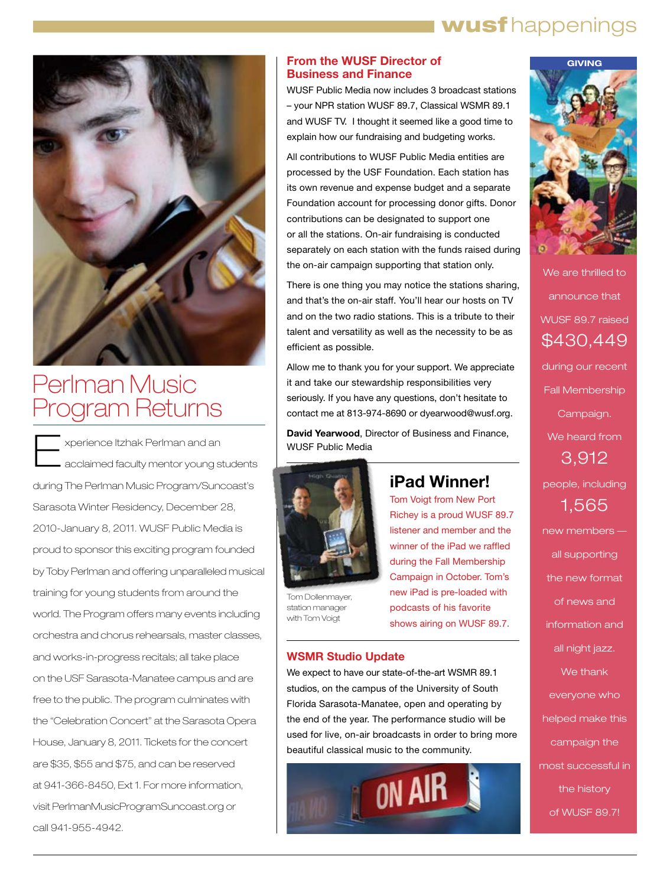# Perlman Music Program Returns

Experience Itzhak Perlman and an acclaimed faculty mentor young students during The Perlman Music Program/Suncoast's Sarasota Winter Residency, December 28, 2010-January 8, 2011. WUSF Public Media is proud to sponsor this exciting program founded by Toby Perlman and offering unparalleled musical training for young students from around the world. The Program offers many events including orchestra and chorus rehearsals, master classes, and works-in-progress recitals; all take place on the USF Sarasota-Manatee campus and are free to the public. The program culminates with the "Celebration Concert" at the Sarasota Opera House, January 8, 2011. Tickets for the concert are $35, $55 and $75, and can be reserved at 941-366-8450, Ext 1. For more information, visit PerlmanMusicProgramSuncoast.org or call 941-955-4942.

## From the WUSF Director of Business and Finance

WUSF Public Media now includes 3 broadcast stations – your NPR station WUSF 89.7, Classical WSMR 89.1 and WUSF TV. I thought it seemed like a good time to explain how our fundraising and budgeting works.

All contributions to WUSF Public Media entities are processed by the USF Foundation. Each station has its own revenue and expense budget and a separate Foundation account for processing donor gifts. Donor contributions can be designated to support one or all the stations. On-air fundraising is conducted separately on each station with the funds raised during the on-air campaign supporting that station only.

There is one thing you may notice the stations sharing, and that's the on-air staff. You'll hear our hosts on TV and on the two radio stations. This is a tribute to their talent and versatility as well as the necessity to be as efficient as possible.

Allow me to thank you for your support. We appreciate it and take our stewardship responsibilities very seriously. If you have any questions, don't hesitate to contact me at 813-974-8690 or dyearwood@wusf.org.

**David Yearwood**, Director of Business and Finance, WUSF Public Media

## iPad Winner!

Tom Voigt from New Port Richey is a proud WUSF 89.7 listener and member and the winner of the iPad we raffled during the Fall Membership Campaign in October. Tom's new iPad is pre-loaded with podcasts of his favorite shows airing on WUSF 89.7.

Tom Dollenmayer, station manager with Tom Voigt

## WSMR Studio Update

We expect to have our state-of-the-art WSMR 89.1 studios, on the campus of the University of South Florida Sarasota-Manatee, open and operating by the end of the year. The performance studio will be used for live, on-air broadcasts in order to bring more beautiful classical music to the community.

## GIVING

We are thrilled to announce that WUSF 89.7 raised

**$430,449**

during our recent Fall Membership Campaign.

We heard from

**3,912**

people, including

**1,565**

new members — all supporting the new format of news and information and all night jazz.

We thank everyone who helped make this campaign the most successful in the history of WUSF 89.7!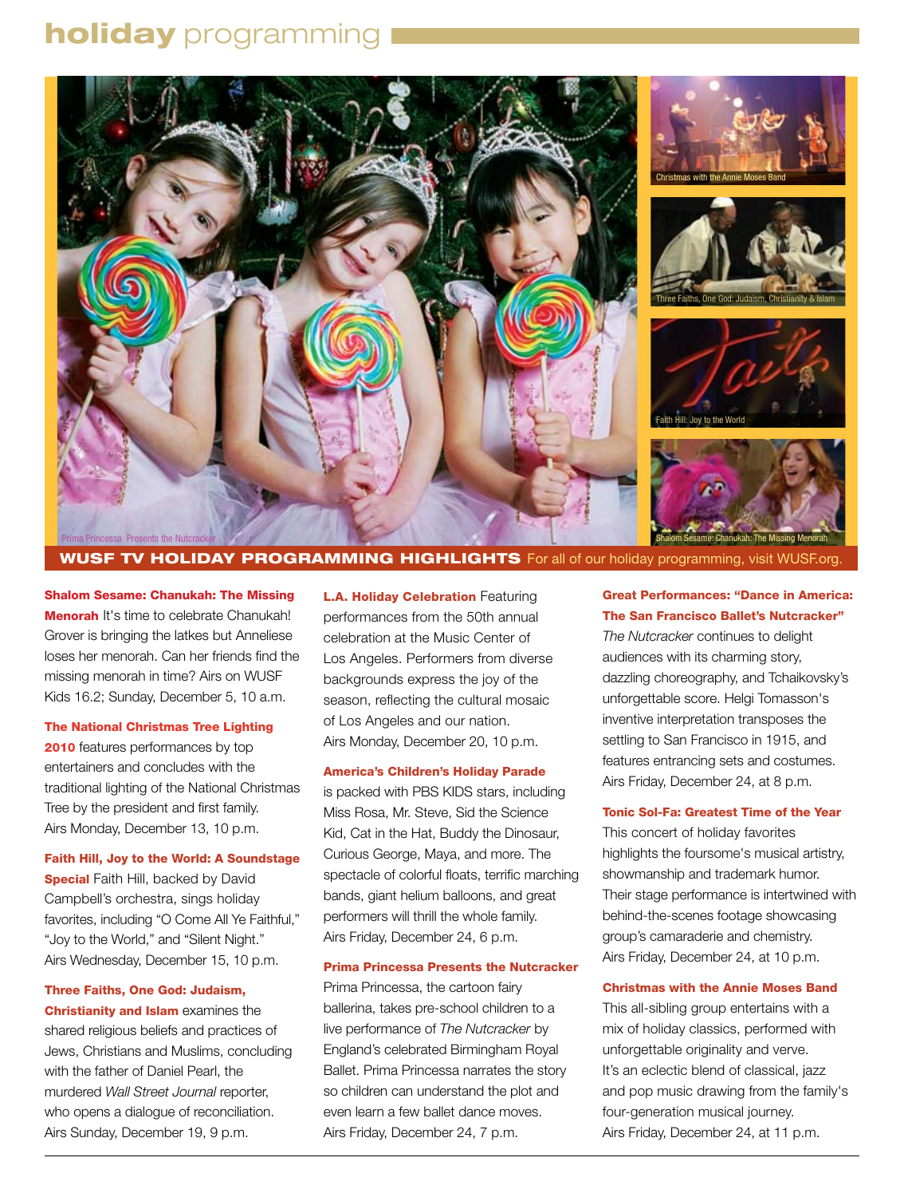# holiday programming

Christmas with the Annie Moses Band

Three Faiths, One God: Judaism, Christianity & Islam

Faith Hill: Joy to the World

Prima Princessa Presents the Nutcracker

Shalom Sesame: Chanukah: The Missing Menorah

## WUSF TV HOLIDAY PROGRAMMING HIGHLIGHTS

For all of our holiday programming, visit WUSF.org.

**Shalom Sesame: Chanukah: The Missing Menorah** It's time to celebrate Chanukah! Grover is bringing the latkes but Anneliese loses her menorah. Can her friends find the missing menorah in time? Airs on WUSF Kids 16.2; Sunday, December 5, 10 a.m.

**The National Christmas Tree Lighting 2010** features performances by top entertainers and concludes with the traditional lighting of the National Christmas Tree by the president and first family. Airs Monday, December 13, 10 p.m.

**Faith Hill, Joy to the World: A Soundstage Special** Faith Hill, backed by David Campbell's orchestra, sings holiday favorites, including "O Come All Ye Faithful," "Joy to the World," and "Silent Night." Airs Wednesday, December 15, 10 p.m.

**Three Faiths, One God: Judaism, Christianity and Islam** examines the shared religious beliefs and practices of Jews, Christians and Muslims, concluding with the father of Daniel Pearl, the murdered *Wall Street Journal* reporter, who opens a dialogue of reconciliation. Airs Sunday, December 19, 9 p.m.

**L.A. Holiday Celebration** Featuring performances from the 50th annual celebration at the Music Center of Los Angeles. Performers from diverse backgrounds express the joy of the season, reflecting the cultural mosaic of Los Angeles and our nation. Airs Monday, December 20, 10 p.m.

**America's Children's Holiday Parade** is packed with PBS KIDS stars, including Miss Rosa, Mr. Steve, Sid the Science Kid, Cat in the Hat, Buddy the Dinosaur, Curious George, Maya, and more. The spectacle of colorful floats, terrific marching bands, giant helium balloons, and great performers will thrill the whole family. Airs Friday, December 24, 6 p.m.

**Prima Princessa Presents the Nutcracker** Prima Princessa, the cartoon fairy ballerina, takes pre-school children to a live performance of *The Nutcracker* by England's celebrated Birmingham Royal Ballet. Prima Princessa narrates the story so children can understand the plot and even learn a few ballet dance moves. Airs Friday, December 24, 7 p.m.

**Great Performances: "Dance in America: The San Francisco Ballet's Nutcracker"** *The Nutcracker* continues to delight audiences with its charming story, dazzling choreography, and Tchaikovsky's unforgettable score. Helgi Tomasson's inventive interpretation transposes the settling to San Francisco in 1915, and features entrancing sets and costumes. Airs Friday, December 24, at 8 p.m.

**Tonic Sol-Fa: Greatest Time of the Year** This concert of holiday favorites highlights the foursome's musical artistry, showmanship and trademark humor. Their stage performance is intertwined with behind-the-scenes footage showcasing group's camaraderie and chemistry. Airs Friday, December 24, at 10 p.m.

**Christmas with the Annie Moses Band** This all-sibling group entertains with a mix of holiday classics, performed with unforgettable originality and verve. It's an eclectic blend of classical, jazz and pop music drawing from the family's four-generation musical journey. Airs Friday, December 24, at 11 p.m.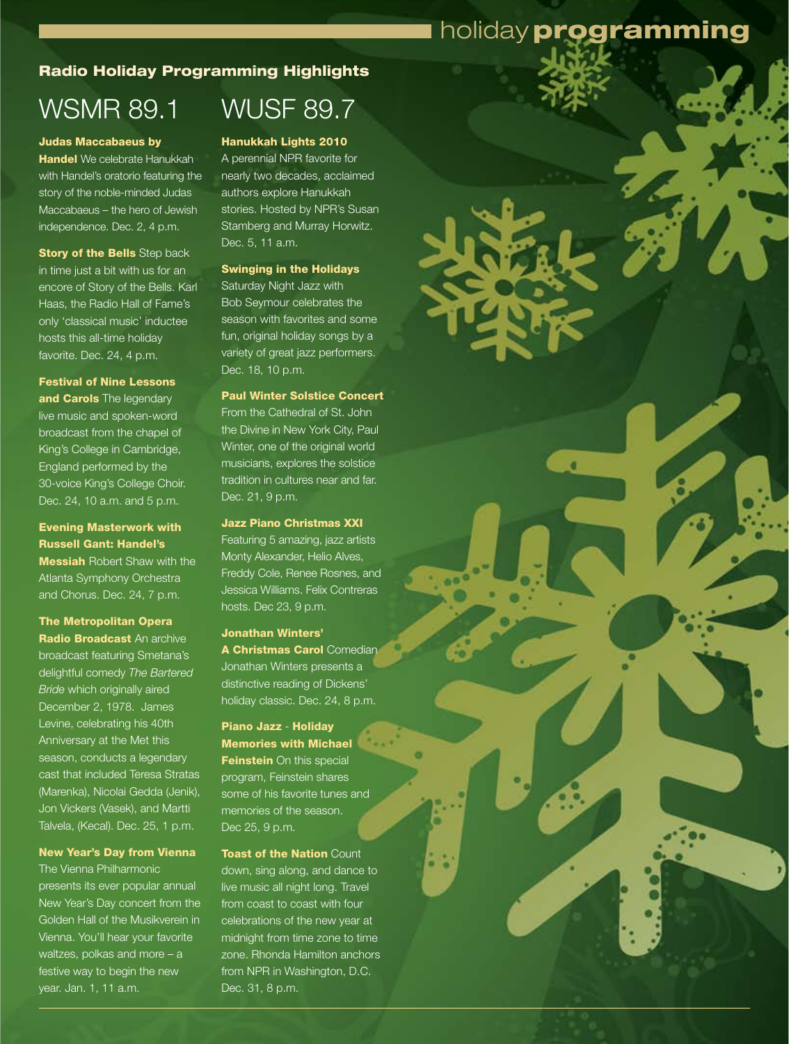## Radio Holiday Programming Highlights

## WSMR 89.1

**Judas Maccabaeus by Handel** We celebrate Hanukkah with Handel's oratorio featuring the story of the noble-minded Judas Maccabaeus – the hero of Jewish independence. Dec. 2, 4 p.m.

**Story of the Bells** Step back in time just a bit with us for an encore of Story of the Bells. Karl Haas, the Radio Hall of Fame's only 'classical music' inductee hosts this all-time holiday favorite. Dec. 24, 4 p.m.

**Festival of Nine Lessons and Carols** The legendary live music and spoken-word broadcast from the chapel of King's College in Cambridge, England performed by the 30-voice King's College Choir. Dec. 24, 10 a.m. and 5 p.m.

**Evening Masterwork with Russell Gant: Handel's Messiah** Robert Shaw with the Atlanta Symphony Orchestra and Chorus. Dec. 24, 7 p.m.

**The Metropolitan Opera Radio Broadcast** An archive broadcast featuring Smetana's delightful comedy *The Bartered Bride* which originally aired December 2, 1978. James Levine, celebrating his 40th Anniversary at the Met this season, conducts a legendary cast that included Teresa Stratas (Marenka), Nicolai Gedda (Jenik), Jon Vickers (Vasek), and Martti Talvela, (Kecal). Dec. 25, 1 p.m.

**New Year's Day from Vienna** The Vienna Philharmonic presents its ever popular annual New Year's Day concert from the Golden Hall of the Musikverein in Vienna. You'll hear your favorite waltzes, polkas and more – a festive way to begin the new year. Jan. 1, 11 a.m.

## WUSF 89.7

**Hanukkah Lights 2010** A perennial NPR favorite for nearly two decades, acclaimed authors explore Hanukkah stories. Hosted by NPR's Susan Stamberg and Murray Horwitz. Dec. 5, 11 a.m.

**Swinging in the Holidays** Saturday Night Jazz with Bob Seymour celebrates the season with favorites and some fun, original holiday songs by a variety of great jazz performers. Dec. 18, 10 p.m.

**Paul Winter Solstice Concert** From the Cathedral of St. John the Divine in New York City, Paul Winter, one of the original world musicians, explores the solstice tradition in cultures near and far. Dec. 21, 9 p.m.

**Jazz Piano Christmas XXI** Featuring 5 amazing, jazz artists Monty Alexander, Helio Alves, Freddy Cole, Renee Rosnes, and Jessica Williams. Felix Contreras hosts. Dec 23, 9 p.m.

**Jonathan Winters' A Christmas Carol** Comedian Jonathan Winters presents a distinctive reading of Dickens' holiday classic. Dec. 24, 8 p.m.

**Piano Jazz - Holiday Memories with Michael Feinstein** On this special program, Feinstein shares some of his favorite tunes and memories of the season. Dec 25, 9 p.m.

**Toast of the Nation** Count down, sing along, and dance to live music all night long. Travel from coast to coast with four celebrations of the new year at midnight from time zone to time zone. Rhonda Hamilton anchors from NPR in Washington, D.C. Dec. 31, 8 p.m.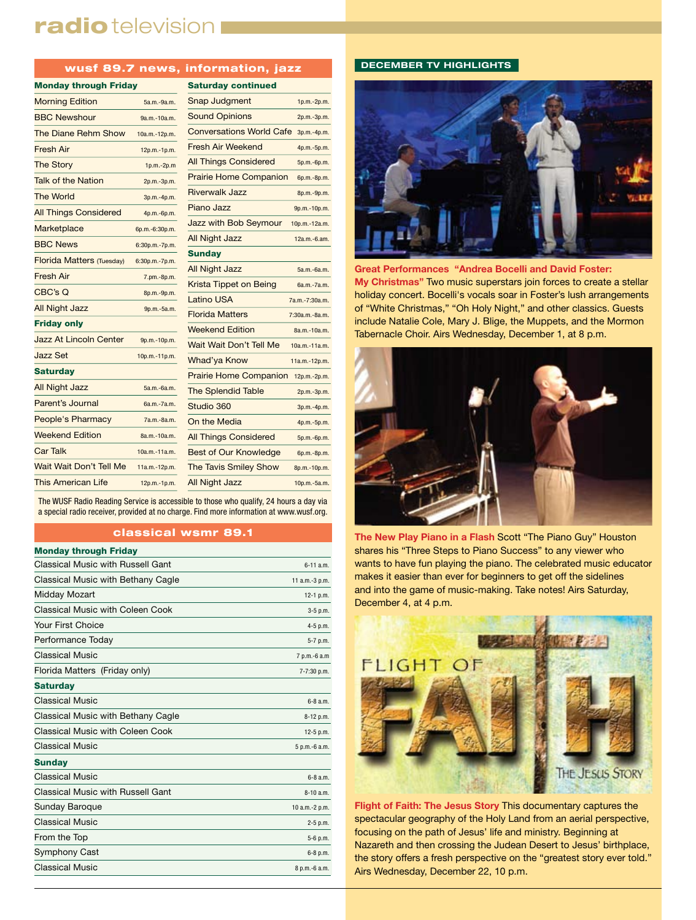# radio television

## wusf 89.7 news, information, jazz

| Monday through Friday | |
|---|---|
| Morning Edition | 5a.m.-9a.m. |
| BBC Newshour | 9a.m.-10a.m. |
| The Diane Rehm Show | 10a.m.-12p.m. |
| Fresh Air | 12p.m.-1p.m. |
| The Story | 1p.m.-2p.m |
| Talk of the Nation | 2p.m.-3p.m. |
| The World | 3p.m.-4p.m. |
| All Things Considered | 4p.m.-6p.m. |
| Marketplace | 6p.m.-6:30p.m. |
| BBC News | 6:30p.m.-7p.m. |
| Florida Matters (Tuesday) | 6:30p.m.-7p.m. |
| Fresh Air | 7.pm.-8p.m. |
| CBC's Q | 8p.m.-9p.m. |
| All Night Jazz | 9p.m.-5a.m. |
| **Friday only** | |
| Jazz At Lincoln Center | 9p.m.-10p.m. |
| Jazz Set | 10p.m.-11p.m. |
| **Saturday** | |
| All Night Jazz | 5a.m.-6a.m. |
| Parent's Journal | 6a.m.-7a.m. |
| People's Pharmacy | 7a.m.-8a.m. |
| Weekend Edition | 8a.m.-10a.m. |
| Car Talk | 10a.m.-11a.m. |
| Wait Wait Don't Tell Me | 11a.m.-12p.m. |
| This American Life | 12p.m.-1p.m. |
| **Saturday continued** | |
| Snap Judgment | 1p.m.-2p.m. |
| Sound Opinions | 2p.m.-3p.m. |
| Conversations World Cafe | 3p.m.-4p.m. |
| Fresh Air Weekend | 4p.m.-5p.m. |
| All Things Considered | 5p.m.-6p.m. |
| Prairie Home Companion | 6p.m.-8p.m. |
| Riverwalk Jazz | 8p.m.-9p.m. |
| Piano Jazz | 9p.m.-10p.m. |
| Jazz with Bob Seymour | 10p.m.-12a.m. |
| All Night Jazz | 12a.m.-6.am. |
| **Sunday** | |
| All Night Jazz | 5a.m.-6a.m. |
| Krista Tippet on Being | 6a.m.-7a.m. |
| Latino USA | 7a.m.-7:30a.m. |
| Florida Matters | 7:30a.m.-8a.m. |
| Weekend Edition | 8a.m.-10a.m. |
| Wait Wait Don't Tell Me | 10a.m.-11a.m. |
| Whad'ya Know | 11a.m.-12p.m. |
| Prairie Home Companion | 12p.m.-2p.m. |
| The Splendid Table | 2p.m.-3p.m. |
| Studio 360 | 3p.m.-4p.m. |
| On the Media | 4p.m.-5p.m. |
| All Things Considered | 5p.m.-6p.m. |
| Best of Our Knowledge | 6p.m.-8p.m. |
| The Tavis Smiley Show | 8p.m.-10p.m. |
| All Night Jazz | 10p.m.-5a.m. |

The WUSF Radio Reading Service is accessible to those who qualify, 24 hours a day via a special radio receiver, provided at no charge. Find more information at www.wusf.org.

## classical wsmr 89.1

| Monday through Friday | |
|---|---|
| Classical Music with Russell Gant | 6-11 a.m. |
| Classical Music with Bethany Cagle | 11 a.m.-3 p.m. |
| Midday Mozart | 12-1 p.m. |
| Classical Music with Coleen Cook | 3-5 p.m. |
| Your First Choice | 4-5 p.m. |
| Performance Today | 5-7 p.m. |
| Classical Music | 7 p.m.-6 a.m |
| Florida Matters (Friday only) | 7-7:30 p.m. |
| **Saturday** | |
| Classical Music | 6-8 a.m. |
| Classical Music with Bethany Cagle | 8-12 p.m. |
| Classical Music with Coleen Cook | 12-5 p.m. |
| Classical Music | 5 p.m.-6 a.m. |
| **Sunday** | |
| Classical Music | 6-8 a.m. |
| Classical Music with Russell Gant | 8-10 a.m. |
| Sunday Baroque | 10 a.m.-2 p.m. |
| Classical Music | 2-5 p.m. |
| From the Top | 5-6 p.m. |
| Symphony Cast | 6-8 p.m. |
| Classical Music | 8 p.m.-6 a.m. |

## DECEMBER TV HIGHLIGHTS

**Great Performances "Andrea Bocelli and David Foster: My Christmas"** Two music superstars join forces to create a stellar holiday concert. Bocelli's vocals soar in Foster's lush arrangements of "White Christmas," "Oh Holy Night," and other classics. Guests include Natalie Cole, Mary J. Blige, the Muppets, and the Mormon Tabernacle Choir. Airs Wednesday, December 1, at 8 p.m.

**The New Play Piano in a Flash** Scott "The Piano Guy" Houston shares his "Three Steps to Piano Success" to any viewer who wants to have fun playing the piano. The celebrated music educator makes it easier than ever for beginners to get off the sidelines and into the game of music-making. Take notes! Airs Saturday, December 4, at 4 p.m.

**Flight of Faith: The Jesus Story** This documentary captures the spectacular geography of the Holy Land from an aerial perspective, focusing on the path of Jesus' life and ministry. Beginning at Nazareth and then crossing the Judean Desert to Jesus' birthplace, the story offers a fresh perspective on the "greatest story ever told." Airs Wednesday, December 22, 10 p.m.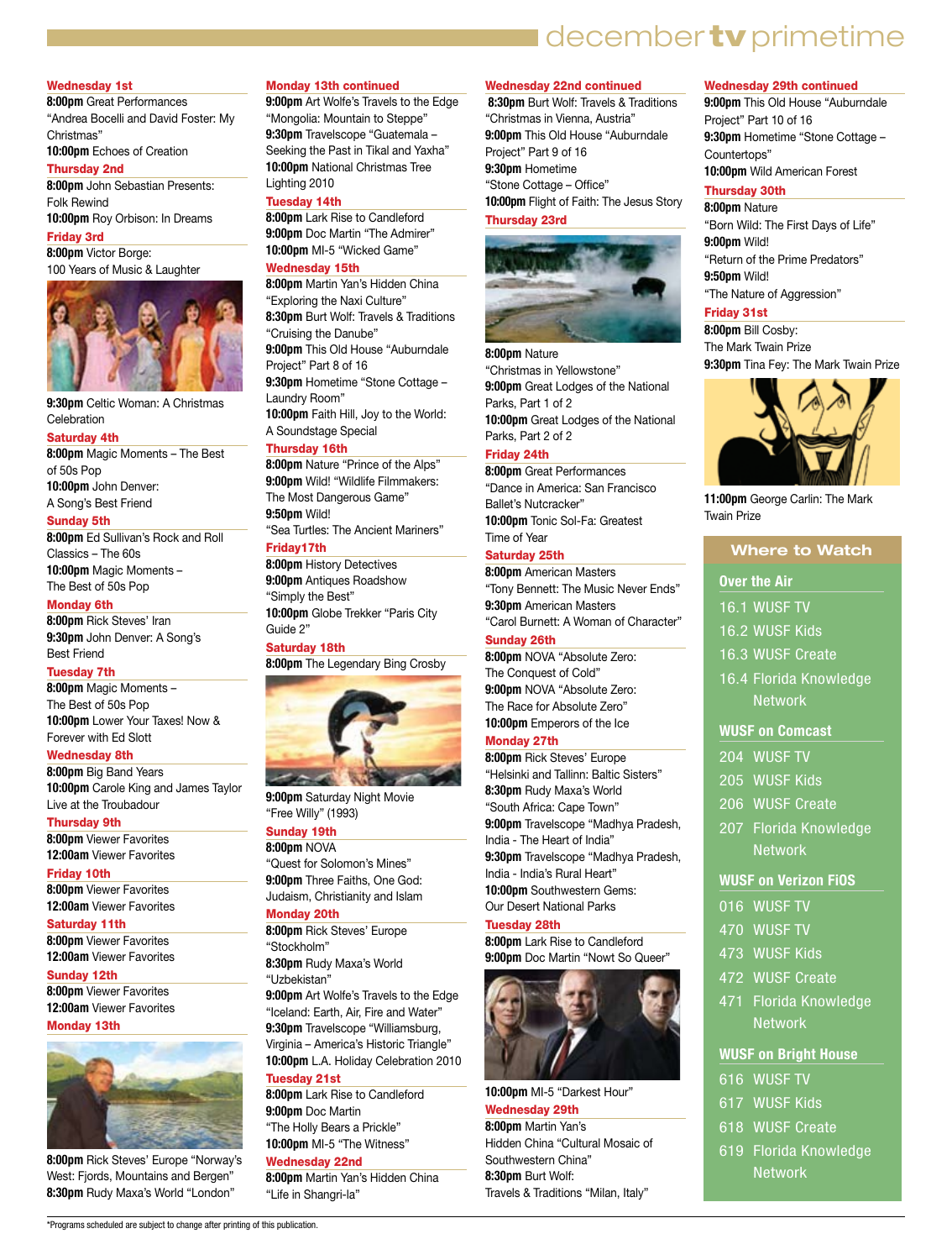# december tv primetime

**Wednesday 1st**
**8:00pm** Great Performances "Andrea Bocelli and David Foster: My Christmas"
**10:00pm** Echoes of Creation

**Thursday 2nd**
**8:00pm** John Sebastian Presents: Folk Rewind
**10:00pm** Roy Orbison: In Dreams

**Friday 3rd**
**8:00pm** Victor Borge: 100 Years of Music & Laughter
**9:30pm** Celtic Woman: A Christmas Celebration

**Saturday 4th**
**8:00pm** Magic Moments – The Best of 50s Pop
**10:00pm** John Denver: A Song's Best Friend

**Sunday 5th**
**8:00pm** Ed Sullivan's Rock and Roll Classics – The 60s
**10:00pm** Magic Moments – The Best of 50s Pop

**Monday 6th**
**8:00pm** Rick Steves' Iran
**9:30pm** John Denver: A Song's Best Friend

**Tuesday 7th**
**8:00pm** Magic Moments – The Best of 50s Pop
**10:00pm** Lower Your Taxes! Now & Forever with Ed Slott

**Wednesday 8th**
**8:00pm** Big Band Years
**10:00pm** Carole King and James Taylor Live at the Troubadour

**Thursday 9th**
**8:00pm** Viewer Favorites
**12:00am** Viewer Favorites

**Friday 10th**
**8:00pm** Viewer Favorites
**12:00am** Viewer Favorites

**Saturday 11th**
**8:00pm** Viewer Favorites
**12:00am** Viewer Favorites

**Sunday 12th**
**8:00pm** Viewer Favorites
**12:00am** Viewer Favorites

**Monday 13th**
**8:00pm** Rick Steves' Europe "Norway's West: Fjords, Mountains and Bergen"
**8:30pm** Rudy Maxa's World "London"

**Monday 13th continued**
**9:00pm** Art Wolfe's Travels to the Edge "Mongolia: Mountain to Steppe"
**9:30pm** Travelscope "Guatemala – Seeking the Past in Tikal and Yaxha"
**10:00pm** National Christmas Tree Lighting 2010

**Tuesday 14th**
**8:00pm** Lark Rise to Candleford
**9:00pm** Doc Martin "The Admirer"
**10:00pm** MI-5 "Wicked Game"

**Wednesday 15th**
**8:00pm** Martin Yan's Hidden China "Exploring the Naxi Culture"
**8:30pm** Burt Wolf: Travels & Traditions "Cruising the Danube"
**9:00pm** This Old House "Auburndale Project" Part 8 of 16
**9:30pm** Hometime "Stone Cottage – Laundry Room"
**10:00pm** Faith Hill, Joy to the World: A Soundstage Special

**Thursday 16th**
**8:00pm** Nature "Prince of the Alps"
**9:00pm** Wild! "Wildlife Filmmakers: The Most Dangerous Game"
**9:50pm** Wild! "Sea Turtles: The Ancient Mariners"

**Friday17th**
**8:00pm** History Detectives
**9:00pm** Antiques Roadshow "Simply the Best"
**10:00pm** Globe Trekker "Paris City Guide 2"

**Saturday 18th**
**8:00pm** The Legendary Bing Crosby
**9:00pm** Saturday Night Movie "Free Willy" (1993)

**Sunday 19th**
**8:00pm** NOVA "Quest for Solomon's Mines"
**9:00pm** Three Faiths, One God: Judaism, Christianity and Islam

**Monday 20th**
**8:00pm** Rick Steves' Europe "Stockholm"
**8:30pm** Rudy Maxa's World "Uzbekistan"
**9:00pm** Art Wolfe's Travels to the Edge "Iceland: Earth, Air, Fire and Water"
**9:30pm** Travelscope "Williamsburg, Virginia – America's Historic Triangle"
**10:00pm** L.A. Holiday Celebration 2010

**Tuesday 21st**
**8:00pm** Lark Rise to Candleford
**9:00pm** Doc Martin "The Holly Bears a Prickle"
**10:00pm** MI-5 "The Witness"

**Wednesday 22nd**
**8:00pm** Martin Yan's Hidden China "Life in Shangri-la"

**Wednesday 22nd continued**
**8:30pm** Burt Wolf: Travels & Traditions "Christmas in Vienna, Austria"
**9:00pm** This Old House "Auburndale Project" Part 9 of 16
**9:30pm** Hometime "Stone Cottage – Office"
**10:00pm** Flight of Faith: The Jesus Story

**Thursday 23rd**
**8:00pm** Nature "Christmas in Yellowstone"
**9:00pm** Great Lodges of the National Parks, Part 1 of 2
**10:00pm** Great Lodges of the National Parks, Part 2 of 2

**Friday 24th**
**8:00pm** Great Performances "Dance in America: San Francisco Ballet's Nutcracker"
**10:00pm** Tonic Sol-Fa: Greatest Time of Year

**Saturday 25th**
**8:00pm** American Masters "Tony Bennett: The Music Never Ends"
**9:30pm** American Masters "Carol Burnett: A Woman of Character"

**Sunday 26th**
**8:00pm** NOVA "Absolute Zero: The Conquest of Cold"
**9:00pm** NOVA "Absolute Zero: The Race for Absolute Zero"
**10:00pm** Emperors of the Ice

**Monday 27th**
**8:00pm** Rick Steves' Europe "Helsinki and Tallinn: Baltic Sisters"
**8:30pm** Rudy Maxa's World "South Africa: Cape Town"
**9:00pm** Travelscope "Madhya Pradesh, India - The Heart of India"
**9:30pm** Travelscope "Madhya Pradesh, India - India's Rural Heart"
**10:00pm** Southwestern Gems: Our Desert National Parks

**Tuesday 28th**
**8:00pm** Lark Rise to Candleford
**9:00pm** Doc Martin "Nowt So Queer"
**10:00pm** MI-5 "Darkest Hour"

**Wednesday 29th**
**8:00pm** Martin Yan's Hidden China "Cultural Mosaic of Southwestern China"
**8:30pm** Burt Wolf: Travels & Traditions "Milan, Italy"

**Wednesday 29th continued**
**9:00pm** This Old House "Auburndale Project" Part 10 of 16
**9:30pm** Hometime "Stone Cottage – Countertops"
**10:00pm** Wild American Forest

**Thursday 30th**
**8:00pm** Nature "Born Wild: The First Days of Life"
**9:00pm** Wild! "Return of the Prime Predators"
**9:50pm** Wild! "The Nature of Aggression"

**Friday 31st**
**8:00pm** Bill Cosby: The Mark Twain Prize
**9:30pm** Tina Fey: The Mark Twain Prize
**11:00pm** George Carlin: The Mark Twain Prize

## Where to Watch

**Over the Air**
- 16.1 WUSF TV
- 16.2 WUSF Kids
- 16.3 WUSF Create
- 16.4 Florida Knowledge Network

**WUSF on Comcast**
- 204 WUSF TV
- 205 WUSF Kids
- 206 WUSF Create
- 207 Florida Knowledge Network

**WUSF on Verizon FiOS**
- 016 WUSF TV
- 470 WUSF TV
- 473 WUSF Kids
- 472 WUSF Create
- 471 Florida Knowledge Network

**WUSF on Bright House**
- 616 WUSF TV
- 617 WUSF Kids
- 618 WUSF Create
- 619 Florida Knowledge Network

*Programs scheduled are subject to change after printing of this publication.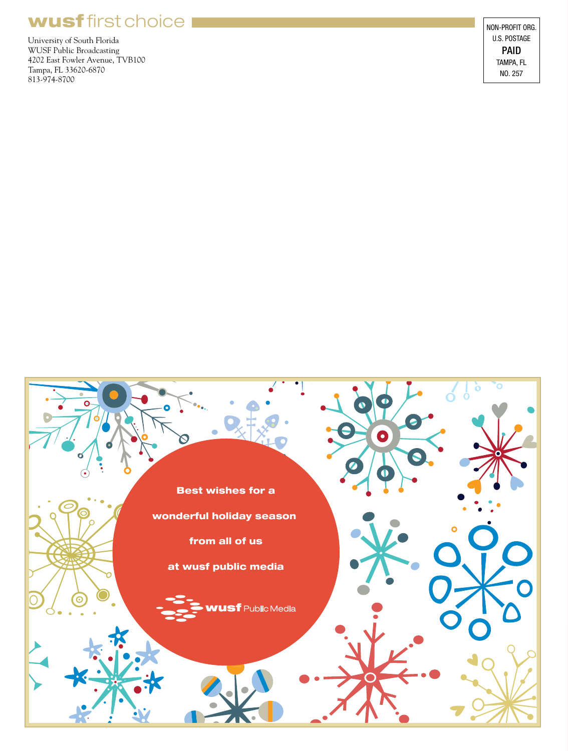**wusf** first choice

University of South Florida
WUSF Public Broadcasting
4202 East Fowler Avenue, TVB100
Tampa, FL 33620-6870
813-974-8700

NON-PROFIT ORG.
U.S. POSTAGE
**PAID**
TAMPA, FL
NO. 257

**Best wishes for a**

**wonderful holiday season**

**from all of us**

**at wusf public media**

**wusf** Public Media